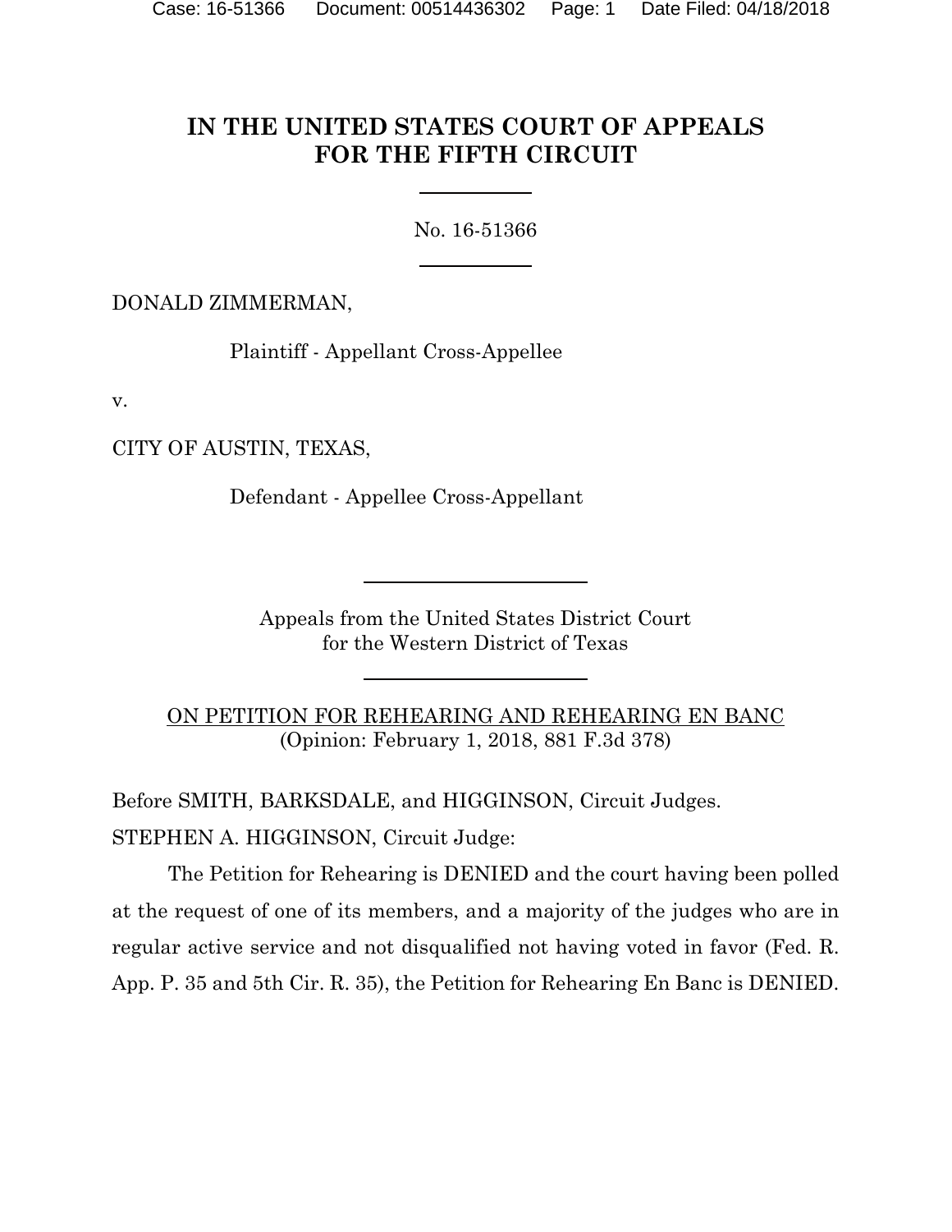# IN THE UNITED STATES COURT OF APPEALS FOR THE FIFTH CIRCUIT

No. 16-51366

DONALD ZIMMERMAN,

Plaintiff - Appellant Cross-Appellee

v.

CITY OF AUSTIN, TEXAS,

Defendant - Appellee Cross-Appellant

Appeals from the United States District Court for the Western District of Texas

ON PETITION FOR REHEARING AND REHEARING EN BANC
(Opinion: February 1, 2018, 881 F.3d 378)

Before SMITH, BARKSDALE, and HIGGINSON, Circuit Judges.

STEPHEN A. HIGGINSON, Circuit Judge:

The Petition for Rehearing is DENIED and the court having been polled at the request of one of its members, and a majority of the judges who are in regular active service and not disqualified not having voted in favor (Fed. R. App. P. 35 and 5th Cir. R. 35), the Petition for Rehearing En Banc is DENIED.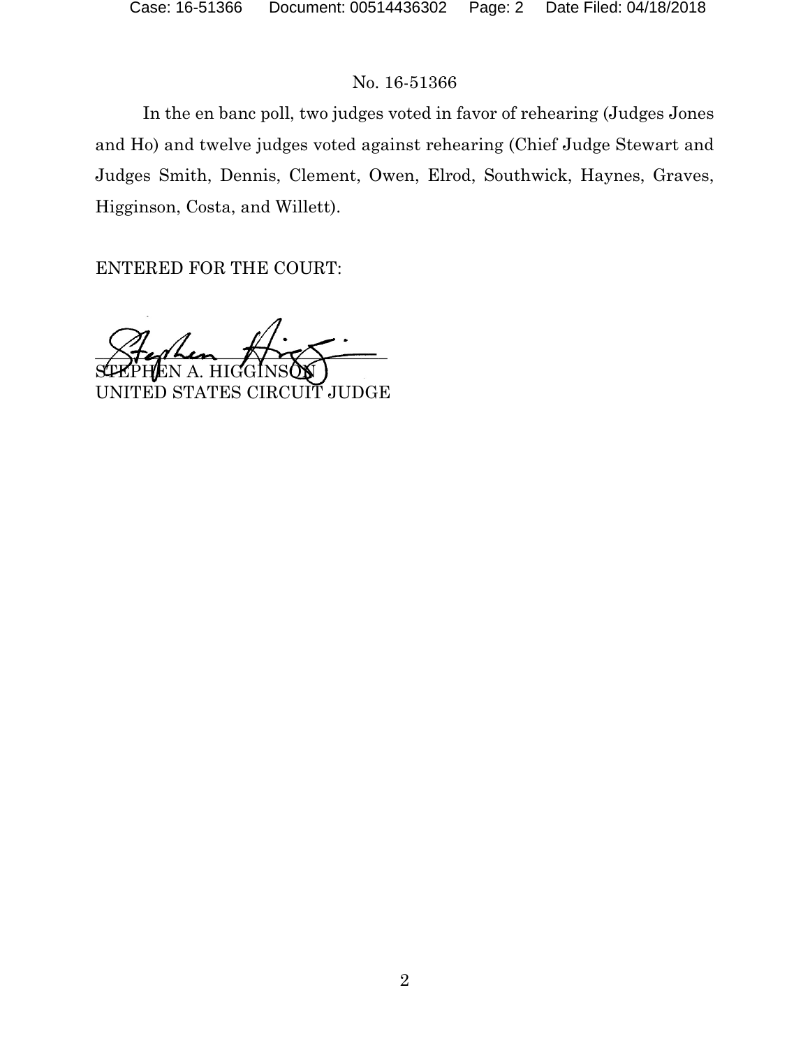No. 16-51366

In the en banc poll, two judges voted in favor of rehearing (Judges Jones and Ho) and twelve judges voted against rehearing (Chief Judge Stewart and Judges Smith, Dennis, Clement, Owen, Elrod, Southwick, Haynes, Graves, Higginson, Costa, and Willett).

ENTERED FOR THE COURT:

STEPHEN A. HIGGINSON
UNITED STATES CIRCUIT JUDGE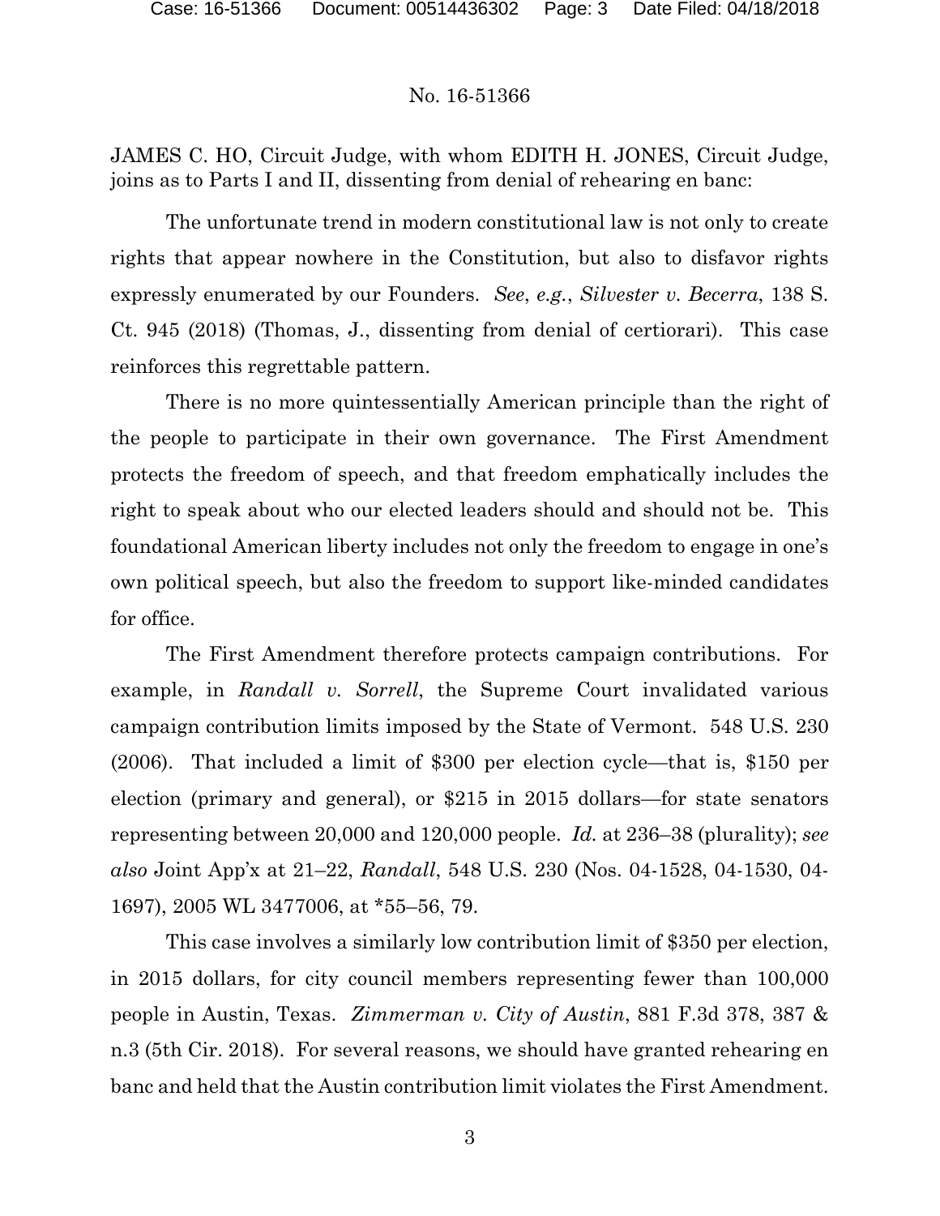No. 16-51366

JAMES C. HO, Circuit Judge, with whom EDITH H. JONES, Circuit Judge, joins as to Parts I and II, dissenting from denial of rehearing en banc:

The unfortunate trend in modern constitutional law is not only to create rights that appear nowhere in the Constitution, but also to disfavor rights expressly enumerated by our Founders. *See*, *e.g.*, *Silvester v. Becerra*, 138 S. Ct. 945 (2018) (Thomas, J., dissenting from denial of certiorari). This case reinforces this regrettable pattern.

There is no more quintessentially American principle than the right of the people to participate in their own governance. The First Amendment protects the freedom of speech, and that freedom emphatically includes the right to speak about who our elected leaders should and should not be. This foundational American liberty includes not only the freedom to engage in one's own political speech, but also the freedom to support like-minded candidates for office.

The First Amendment therefore protects campaign contributions. For example, in *Randall v. Sorrell*, the Supreme Court invalidated various campaign contribution limits imposed by the State of Vermont. 548 U.S. 230 (2006). That included a limit of $300 per election cycle—that is, $150 per election (primary and general), or $215 in 2015 dollars—for state senators representing between 20,000 and 120,000 people. *Id.* at 236–38 (plurality); *see also* Joint App'x at 21–22, *Randall*, 548 U.S. 230 (Nos. 04-1528, 04-1530, 04-1697), 2005 WL 3477006, at *55–56, 79.

This case involves a similarly low contribution limit of $350 per election, in 2015 dollars, for city council members representing fewer than 100,000 people in Austin, Texas. *Zimmerman v. City of Austin*, 881 F.3d 378, 387 & n.3 (5th Cir. 2018). For several reasons, we should have granted rehearing en banc and held that the Austin contribution limit violates the First Amendment.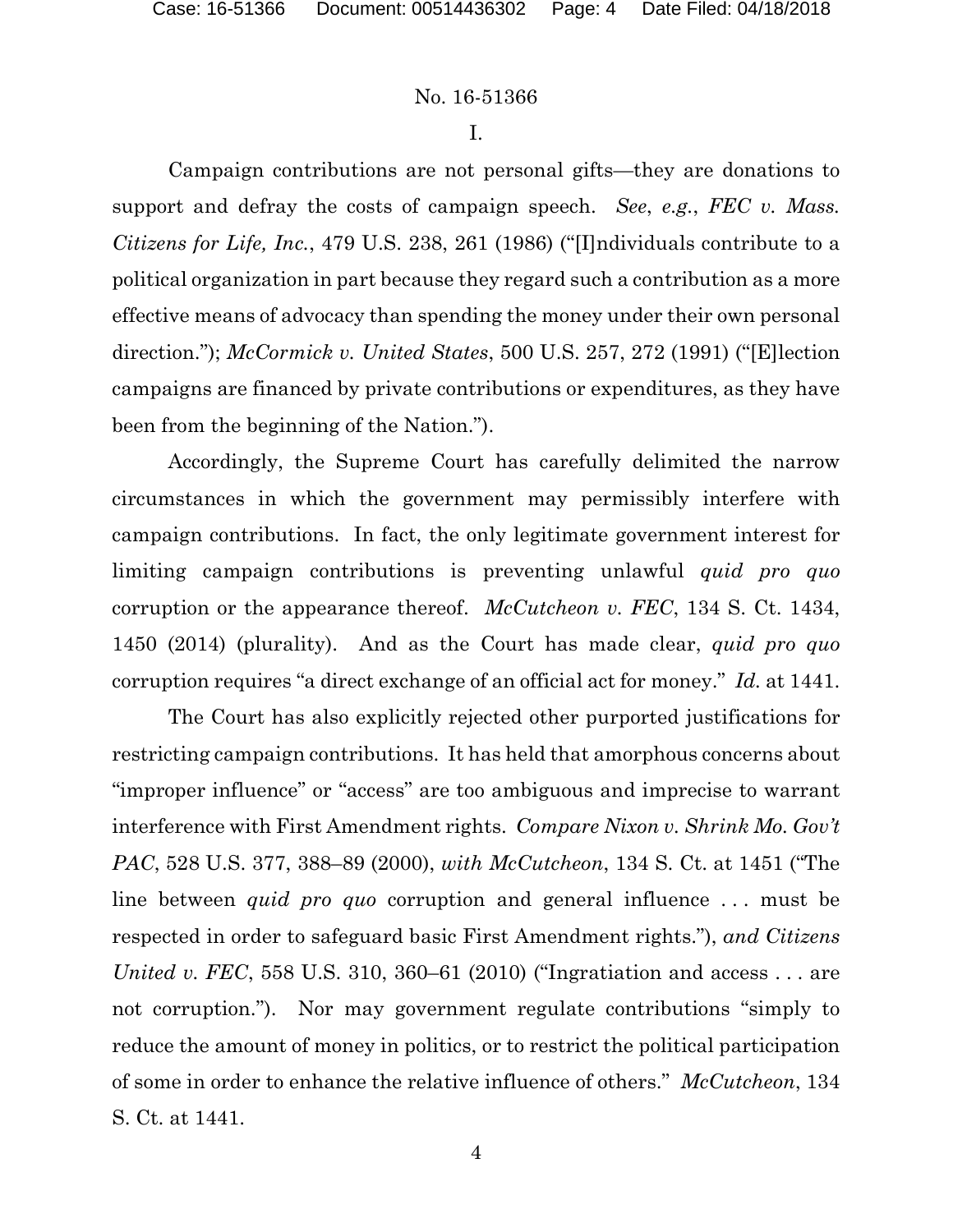I.

Campaign contributions are not personal gifts—they are donations to support and defray the costs of campaign speech. *See*, *e.g.*, *FEC v. Mass. Citizens for Life, Inc.*, 479 U.S. 238, 261 (1986) ("[I]ndividuals contribute to a political organization in part because they regard such a contribution as a more effective means of advocacy than spending the money under their own personal direction."); *McCormick v. United States*, 500 U.S. 257, 272 (1991) ("[E]lection campaigns are financed by private contributions or expenditures, as they have been from the beginning of the Nation.").

Accordingly, the Supreme Court has carefully delimited the narrow circumstances in which the government may permissibly interfere with campaign contributions. In fact, the only legitimate government interest for limiting campaign contributions is preventing unlawful *quid pro quo* corruption or the appearance thereof. *McCutcheon v. FEC*, 134 S. Ct. 1434, 1450 (2014) (plurality). And as the Court has made clear, *quid pro quo* corruption requires "a direct exchange of an official act for money." *Id.* at 1441.

The Court has also explicitly rejected other purported justifications for restricting campaign contributions. It has held that amorphous concerns about "improper influence" or "access" are too ambiguous and imprecise to warrant interference with First Amendment rights. *Compare Nixon v. Shrink Mo. Gov't PAC*, 528 U.S. 377, 388–89 (2000), *with McCutcheon*, 134 S. Ct. at 1451 ("The line between *quid pro quo* corruption and general influence . . . must be respected in order to safeguard basic First Amendment rights."), *and Citizens United v. FEC*, 558 U.S. 310, 360–61 (2010) ("Ingratiation and access . . . are not corruption."). Nor may government regulate contributions "simply to reduce the amount of money in politics, or to restrict the political participation of some in order to enhance the relative influence of others." *McCutcheon*, 134 S. Ct. at 1441.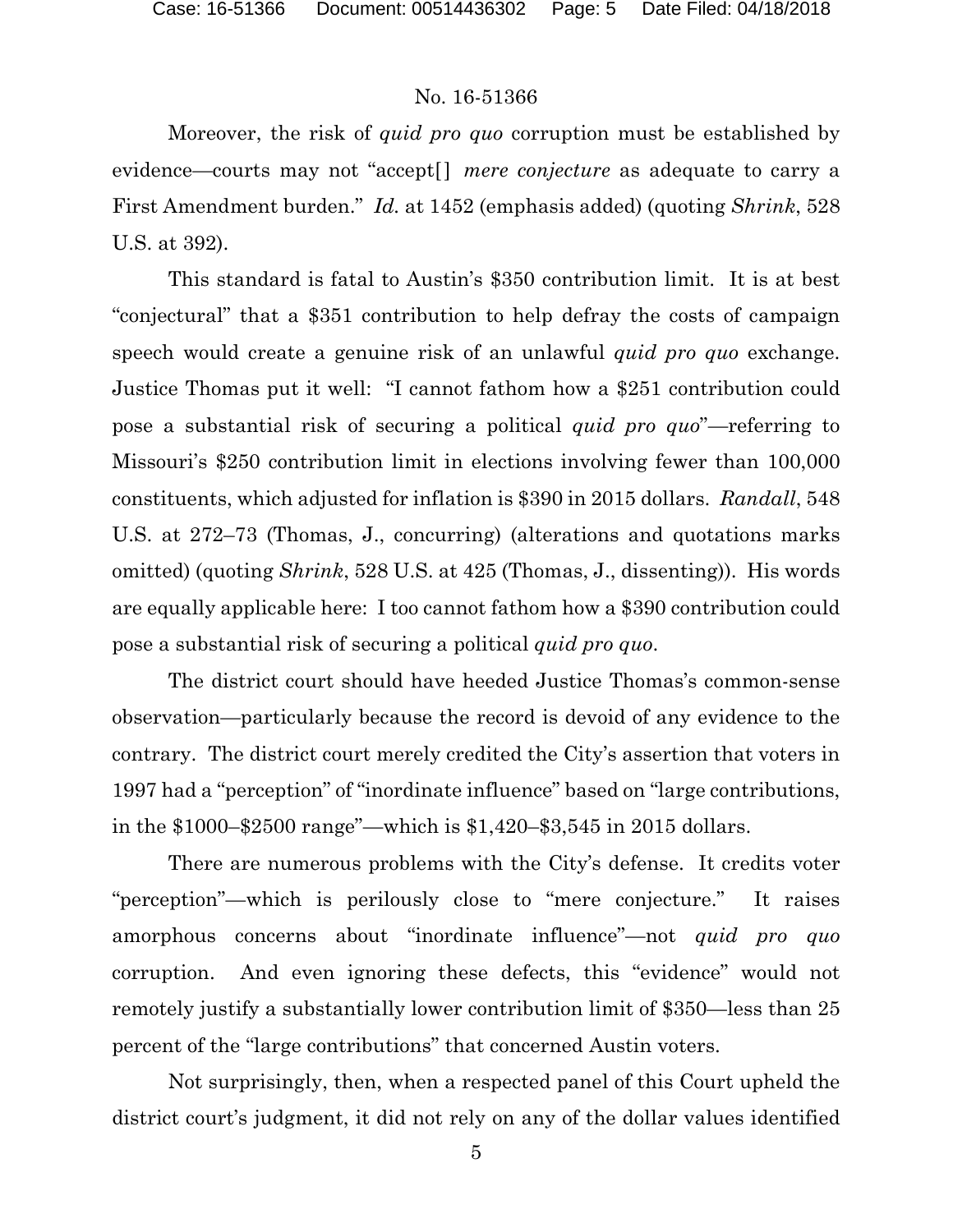Moreover, the risk of *quid pro quo* corruption must be established by evidence—courts may not "accept[] *mere conjecture* as adequate to carry a First Amendment burden." *Id.* at 1452 (emphasis added) (quoting *Shrink*, 528 U.S. at 392).

This standard is fatal to Austin's $350 contribution limit. It is at best "conjectural" that a $351 contribution to help defray the costs of campaign speech would create a genuine risk of an unlawful *quid pro quo* exchange. Justice Thomas put it well: "I cannot fathom how a $251 contribution could pose a substantial risk of securing a political *quid pro quo*"—referring to Missouri's $250 contribution limit in elections involving fewer than 100,000 constituents, which adjusted for inflation is $390 in 2015 dollars. *Randall*, 548 U.S. at 272–73 (Thomas, J., concurring) (alterations and quotations marks omitted) (quoting *Shrink*, 528 U.S. at 425 (Thomas, J., dissenting)). His words are equally applicable here: I too cannot fathom how a $390 contribution could pose a substantial risk of securing a political *quid pro quo*.

The district court should have heeded Justice Thomas's common-sense observation—particularly because the record is devoid of any evidence to the contrary. The district court merely credited the City's assertion that voters in 1997 had a "perception" of "inordinate influence" based on "large contributions, in the $1000–$2500 range"—which is $1,420–$3,545 in 2015 dollars.

There are numerous problems with the City's defense. It credits voter "perception"—which is perilously close to "mere conjecture." It raises amorphous concerns about "inordinate influence"—not *quid pro quo* corruption. And even ignoring these defects, this "evidence" would not remotely justify a substantially lower contribution limit of $350—less than 25 percent of the "large contributions" that concerned Austin voters.

Not surprisingly, then, when a respected panel of this Court upheld the district court's judgment, it did not rely on any of the dollar values identified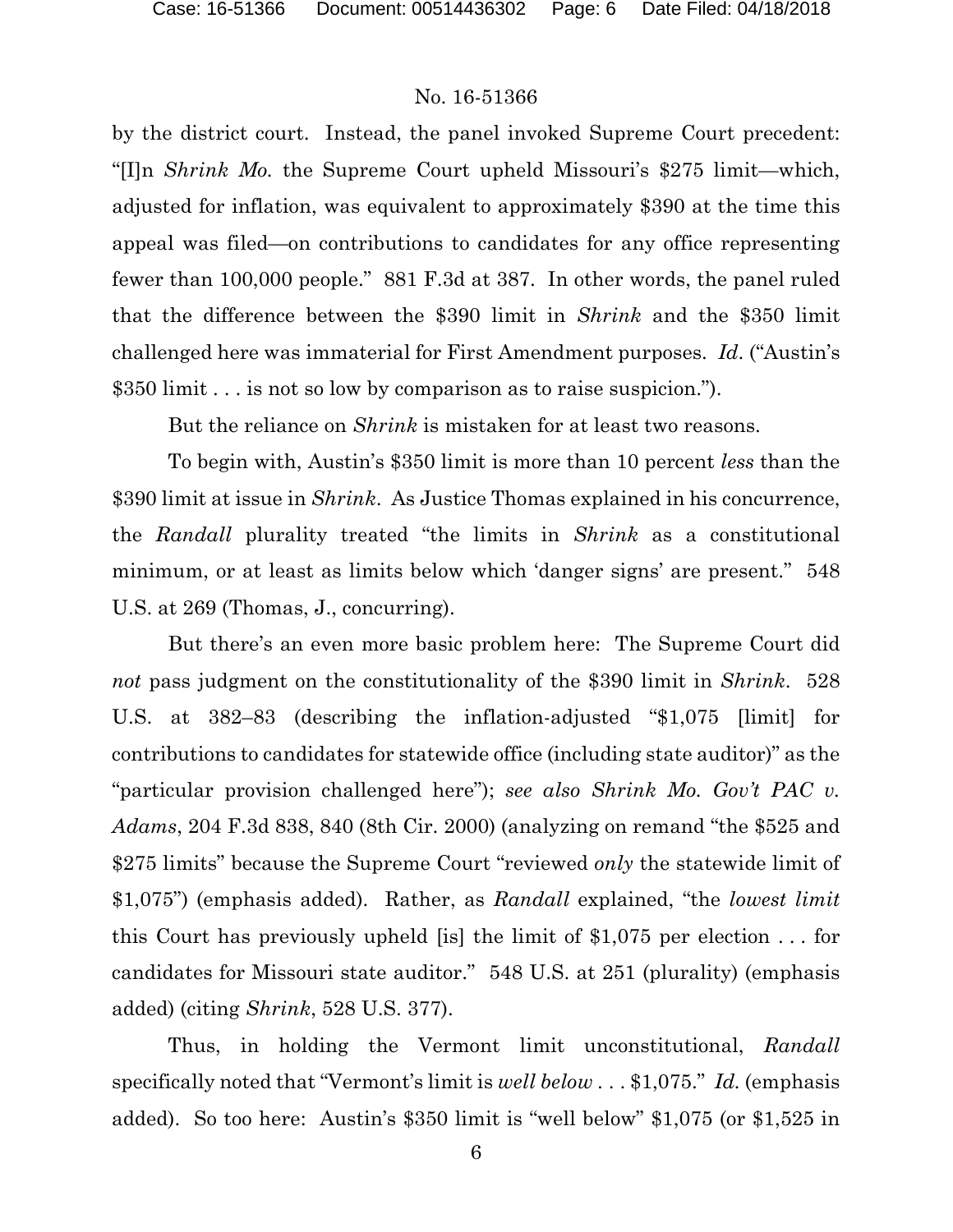by the district court. Instead, the panel invoked Supreme Court precedent: "[I]n *Shrink Mo.* the Supreme Court upheld Missouri's $275 limit—which, adjusted for inflation, was equivalent to approximately $390 at the time this appeal was filed—on contributions to candidates for any office representing fewer than 100,000 people." 881 F.3d at 387. In other words, the panel ruled that the difference between the $390 limit in *Shrink* and the $350 limit challenged here was immaterial for First Amendment purposes. *Id*. ("Austin's $350 limit . . . is not so low by comparison as to raise suspicion.").

But the reliance on *Shrink* is mistaken for at least two reasons.

To begin with, Austin's $350 limit is more than 10 percent *less* than the $390 limit at issue in *Shrink*. As Justice Thomas explained in his concurrence, the *Randall* plurality treated "the limits in *Shrink* as a constitutional minimum, or at least as limits below which 'danger signs' are present." 548 U.S. at 269 (Thomas, J., concurring).

But there's an even more basic problem here: The Supreme Court did *not* pass judgment on the constitutionality of the $390 limit in *Shrink*. 528 U.S. at 382–83 (describing the inflation-adjusted "$1,075 [limit] for contributions to candidates for statewide office (including state auditor)" as the "particular provision challenged here"); *see also Shrink Mo. Gov't PAC v. Adams*, 204 F.3d 838, 840 (8th Cir. 2000) (analyzing on remand "the $525 and $275 limits" because the Supreme Court "reviewed *only* the statewide limit of $1,075") (emphasis added). Rather, as *Randall* explained, "the *lowest limit* this Court has previously upheld [is] the limit of $1,075 per election . . . for candidates for Missouri state auditor." 548 U.S. at 251 (plurality) (emphasis added) (citing *Shrink*, 528 U.S. 377).

Thus, in holding the Vermont limit unconstitutional, *Randall* specifically noted that "Vermont's limit is *well below* . . . $1,075." *Id.* (emphasis added). So too here: Austin's $350 limit is "well below" $1,075 (or $1,525 in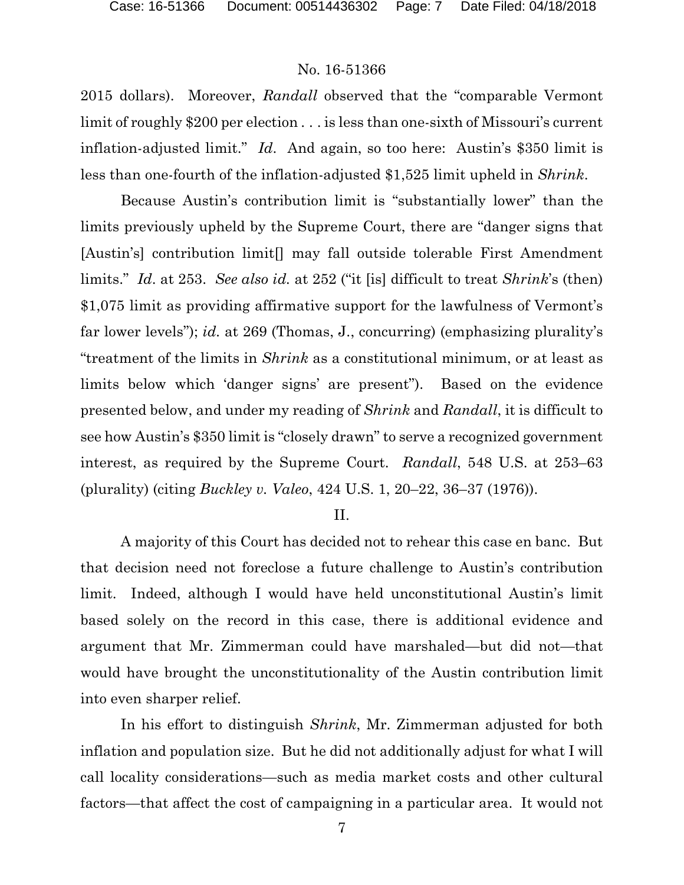2015 dollars). Moreover, *Randall* observed that the "comparable Vermont limit of roughly $200 per election . . . is less than one-sixth of Missouri's current inflation-adjusted limit." *Id*. And again, so too here: Austin's $350 limit is less than one-fourth of the inflation-adjusted $1,525 limit upheld in *Shrink*.

Because Austin's contribution limit is "substantially lower" than the limits previously upheld by the Supreme Court, there are "danger signs that [Austin's] contribution limit[] may fall outside tolerable First Amendment limits." *Id*. at 253. *See also id.* at 252 ("it [is] difficult to treat *Shrink*'s (then) $1,075 limit as providing affirmative support for the lawfulness of Vermont's far lower levels"); *id.* at 269 (Thomas, J., concurring) (emphasizing plurality's "treatment of the limits in *Shrink* as a constitutional minimum, or at least as limits below which 'danger signs' are present"). Based on the evidence presented below, and under my reading of *Shrink* and *Randall*, it is difficult to see how Austin's $350 limit is "closely drawn" to serve a recognized government interest, as required by the Supreme Court. *Randall*, 548 U.S. at 253–63 (plurality) (citing *Buckley v. Valeo*, 424 U.S. 1, 20–22, 36–37 (1976)).

## II.

A majority of this Court has decided not to rehear this case en banc. But that decision need not foreclose a future challenge to Austin's contribution limit. Indeed, although I would have held unconstitutional Austin's limit based solely on the record in this case, there is additional evidence and argument that Mr. Zimmerman could have marshaled—but did not—that would have brought the unconstitutionality of the Austin contribution limit into even sharper relief.

In his effort to distinguish *Shrink*, Mr. Zimmerman adjusted for both inflation and population size. But he did not additionally adjust for what I will call locality considerations—such as media market costs and other cultural factors—that affect the cost of campaigning in a particular area. It would not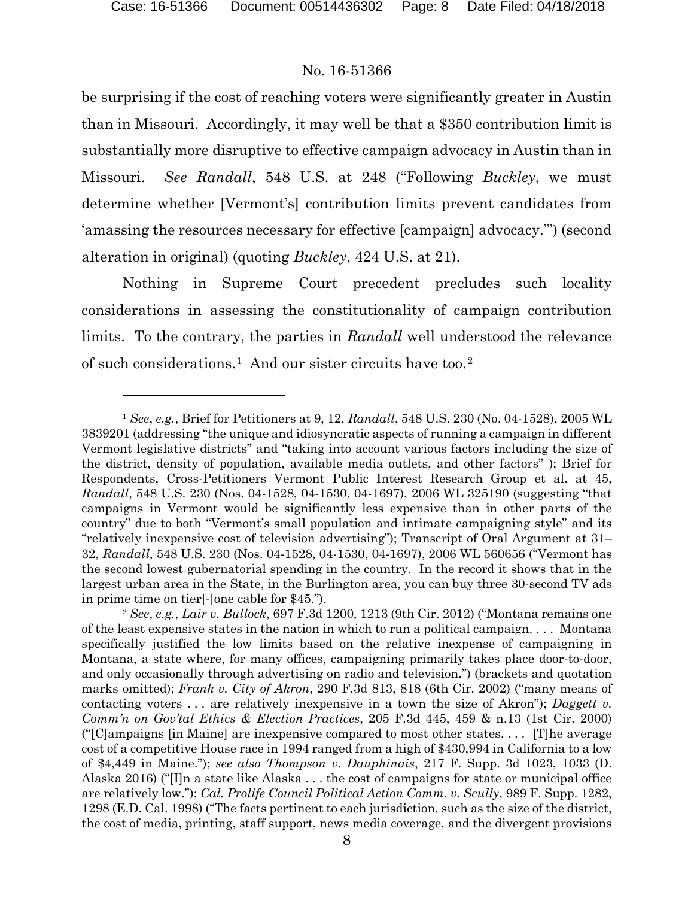be surprising if the cost of reaching voters were significantly greater in Austin than in Missouri. Accordingly, it may well be that a $350 contribution limit is substantially more disruptive to effective campaign advocacy in Austin than in Missouri. *See Randall*, 548 U.S. at 248 ("Following *Buckley*, we must determine whether [Vermont's] contribution limits prevent candidates from 'amassing the resources necessary for effective [campaign] advocacy.'") (second alteration in original) (quoting *Buckley*, 424 U.S. at 21).

Nothing in Supreme Court precedent precludes such locality considerations in assessing the constitutionality of campaign contribution limits. To the contrary, the parties in *Randall* well understood the relevance of such considerations.[1] And our sister circuits have too.[2]

---

[1] *See*, *e.g.*, Brief for Petitioners at 9, 12, *Randall*, 548 U.S. 230 (No. 04-1528), 2005 WL 3839201 (addressing "the unique and idiosyncratic aspects of running a campaign in different Vermont legislative districts" and "taking into account various factors including the size of the district, density of population, available media outlets, and other factors" ); Brief for Respondents, Cross-Petitioners Vermont Public Interest Research Group et al. at 45, *Randall*, 548 U.S. 230 (Nos. 04-1528, 04-1530, 04-1697), 2006 WL 325190 (suggesting "that campaigns in Vermont would be significantly less expensive than in other parts of the country" due to both "Vermont's small population and intimate campaigning style" and its "relatively inexpensive cost of television advertising"); Transcript of Oral Argument at 31–32, *Randall*, 548 U.S. 230 (Nos. 04-1528, 04-1530, 04-1697), 2006 WL 560656 ("Vermont has the second lowest gubernatorial spending in the country. In the record it shows that in the largest urban area in the State, in the Burlington area, you can buy three 30-second TV ads in prime time on tier[-]one cable for $45.").

[2] *See*, *e.g.*, *Lair v. Bullock*, 697 F.3d 1200, 1213 (9th Cir. 2012) ("Montana remains one of the least expensive states in the nation in which to run a political campaign. . . . Montana specifically justified the low limits based on the relative inexpense of campaigning in Montana, a state where, for many offices, campaigning primarily takes place door-to-door, and only occasionally through advertising on radio and television.") (brackets and quotation marks omitted); *Frank v. City of Akron*, 290 F.3d 813, 818 (6th Cir. 2002) ("many means of contacting voters . . . are relatively inexpensive in a town the size of Akron"); *Daggett v. Comm'n on Gov'tal Ethics & Election Practices*, 205 F.3d 445, 459 & n.13 (1st Cir. 2000) ("[C]ampaigns [in Maine] are inexpensive compared to most other states. . . . [T]he average cost of a competitive House race in 1994 ranged from a high of $430,994 in California to a low of $4,449 in Maine."); *see also Thompson v. Dauphinais*, 217 F. Supp. 3d 1023, 1033 (D. Alaska 2016) ("[I]n a state like Alaska . . . the cost of campaigns for state or municipal office are relatively low."); *Cal. Prolife Council Political Action Comm. v. Scully*, 989 F. Supp. 1282, 1298 (E.D. Cal. 1998) ("The facts pertinent to each jurisdiction, such as the size of the district, the cost of media, printing, staff support, news media coverage, and the divergent provisions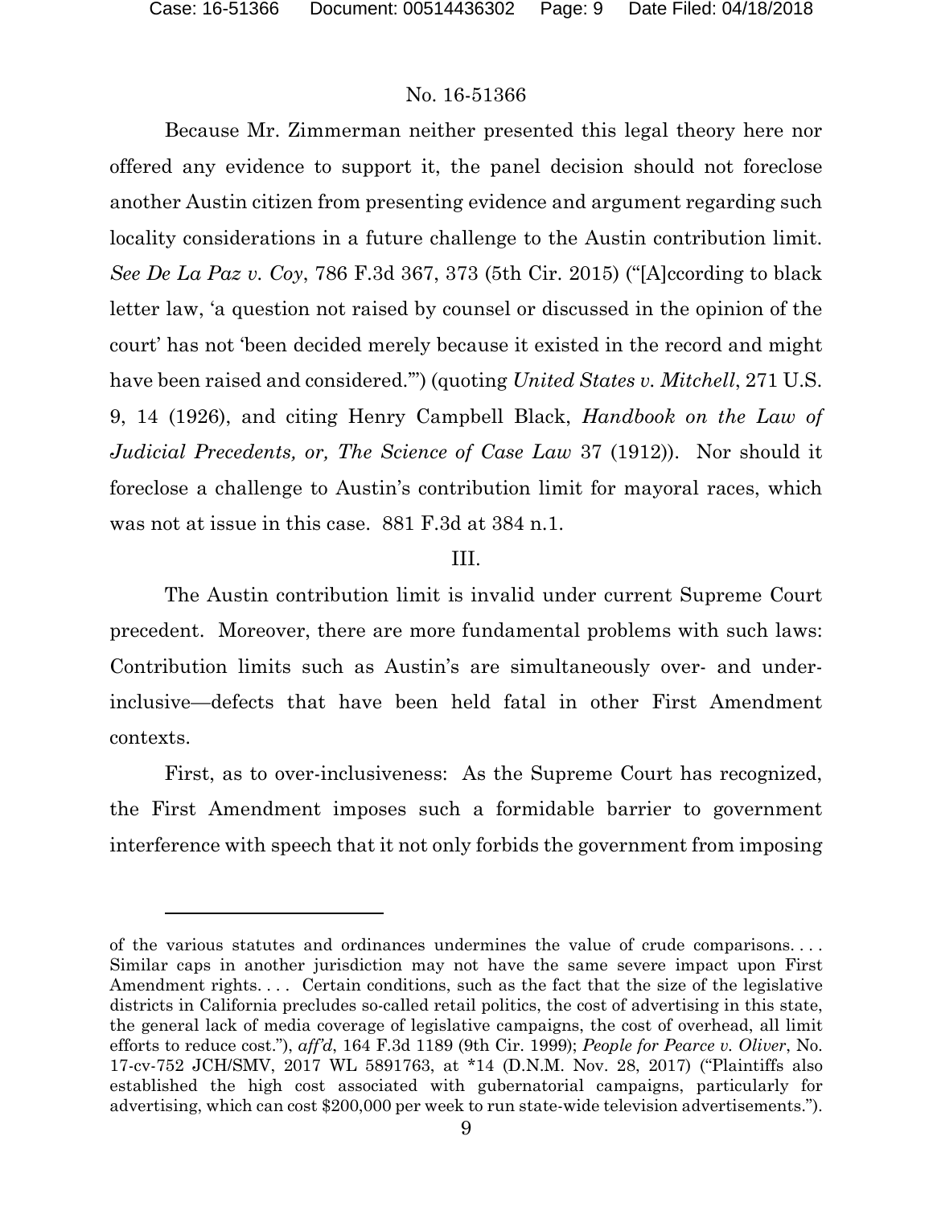Because Mr. Zimmerman neither presented this legal theory here nor offered any evidence to support it, the panel decision should not foreclose another Austin citizen from presenting evidence and argument regarding such locality considerations in a future challenge to the Austin contribution limit. *See De La Paz v. Coy*, 786 F.3d 367, 373 (5th Cir. 2015) ("[A]ccording to black letter law, 'a question not raised by counsel or discussed in the opinion of the court' has not 'been decided merely because it existed in the record and might have been raised and considered.'") (quoting *United States v. Mitchell*, 271 U.S. 9, 14 (1926), and citing Henry Campbell Black, *Handbook on the Law of Judicial Precedents, or, The Science of Case Law* 37 (1912)). Nor should it foreclose a challenge to Austin's contribution limit for mayoral races, which was not at issue in this case. 881 F.3d at 384 n.1.

## III.

The Austin contribution limit is invalid under current Supreme Court precedent. Moreover, there are more fundamental problems with such laws: Contribution limits such as Austin's are simultaneously over- and under-inclusive—defects that have been held fatal in other First Amendment contexts.

First, as to over-inclusiveness: As the Supreme Court has recognized, the First Amendment imposes such a formidable barrier to government interference with speech that it not only forbids the government from imposing

---

of the various statutes and ordinances undermines the value of crude comparisons. . . . Similar caps in another jurisdiction may not have the same severe impact upon First Amendment rights. . . . Certain conditions, such as the fact that the size of the legislative districts in California precludes so-called retail politics, the cost of advertising in this state, the general lack of media coverage of legislative campaigns, the cost of overhead, all limit efforts to reduce cost."), *aff'd*, 164 F.3d 1189 (9th Cir. 1999); *People for Pearce v. Oliver*, No. 17-cv-752 JCH/SMV, 2017 WL 5891763, at \*14 (D.N.M. Nov. 28, 2017) ("Plaintiffs also established the high cost associated with gubernatorial campaigns, particularly for advertising, which can cost $200,000 per week to run state-wide television advertisements.").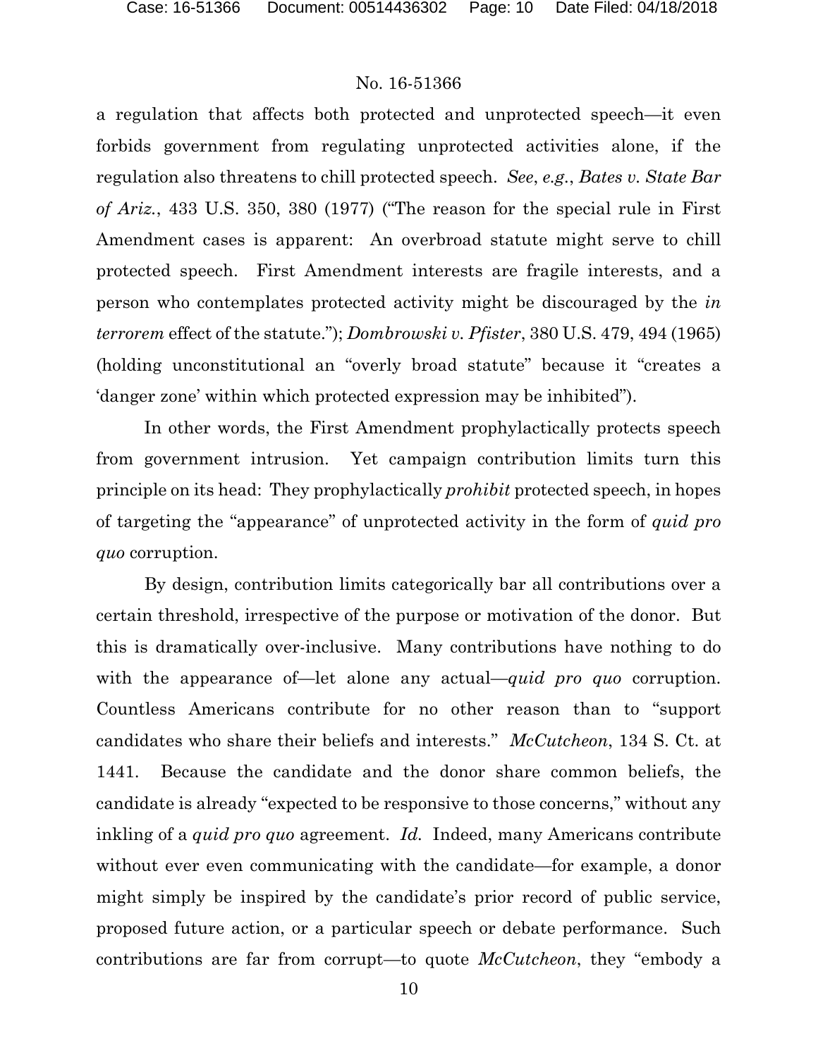a regulation that affects both protected and unprotected speech—it even forbids government from regulating unprotected activities alone, if the regulation also threatens to chill protected speech. *See*, *e.g.*, *Bates v. State Bar of Ariz.*, 433 U.S. 350, 380 (1977) ("The reason for the special rule in First Amendment cases is apparent: An overbroad statute might serve to chill protected speech. First Amendment interests are fragile interests, and a person who contemplates protected activity might be discouraged by the *in terrorem* effect of the statute."); *Dombrowski v. Pfister*, 380 U.S. 479, 494 (1965) (holding unconstitutional an "overly broad statute" because it "creates a 'danger zone' within which protected expression may be inhibited").

In other words, the First Amendment prophylactically protects speech from government intrusion. Yet campaign contribution limits turn this principle on its head: They prophylactically *prohibit* protected speech, in hopes of targeting the "appearance" of unprotected activity in the form of *quid pro quo* corruption.

By design, contribution limits categorically bar all contributions over a certain threshold, irrespective of the purpose or motivation of the donor. But this is dramatically over-inclusive. Many contributions have nothing to do with the appearance of—let alone any actual—*quid pro quo* corruption. Countless Americans contribute for no other reason than to "support candidates who share their beliefs and interests." *McCutcheon*, 134 S. Ct. at 1441. Because the candidate and the donor share common beliefs, the candidate is already "expected to be responsive to those concerns," without any inkling of a *quid pro quo* agreement. *Id.* Indeed, many Americans contribute without ever even communicating with the candidate—for example, a donor might simply be inspired by the candidate's prior record of public service, proposed future action, or a particular speech or debate performance. Such contributions are far from corrupt—to quote *McCutcheon*, they "embody a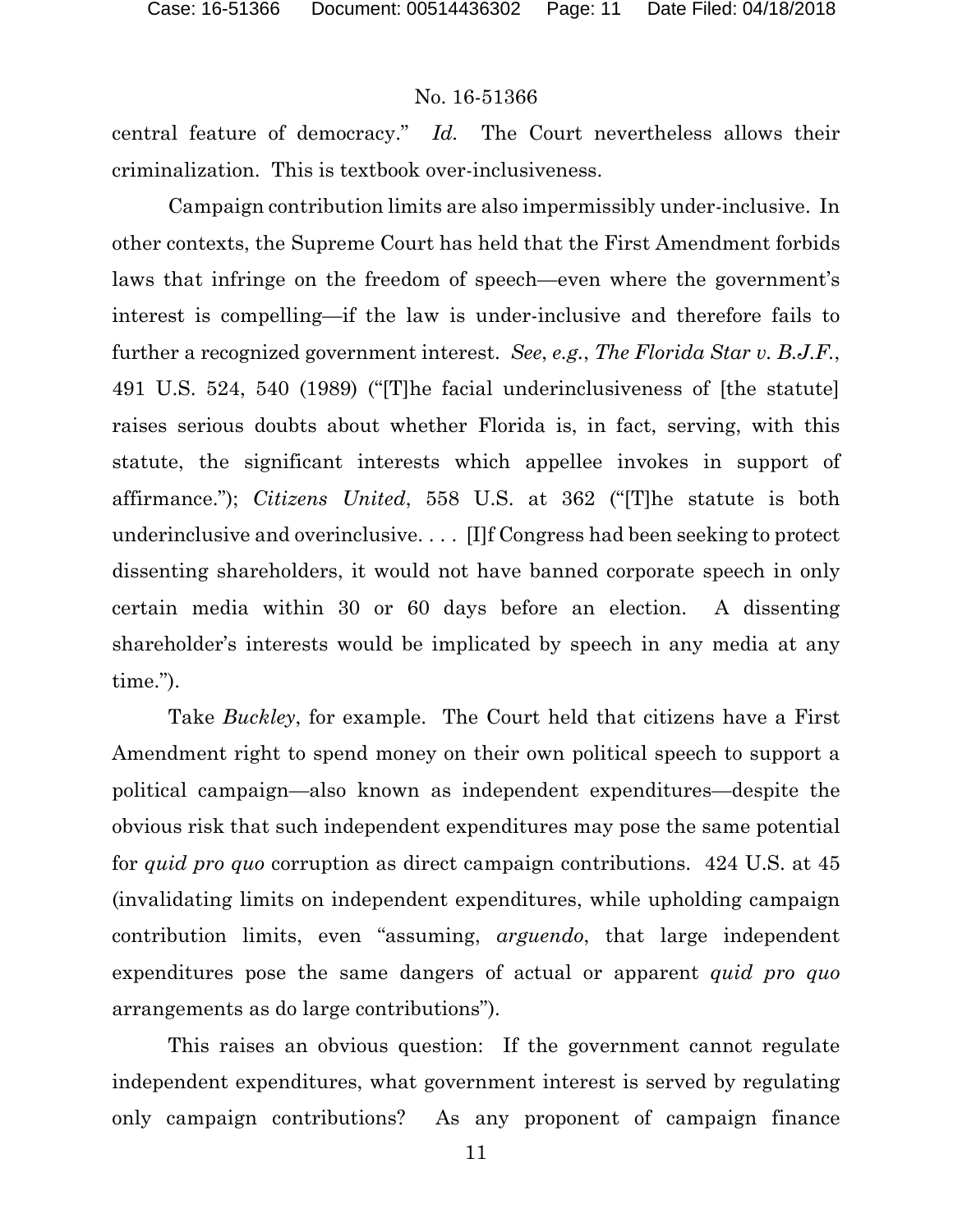central feature of democracy." *Id.* The Court nevertheless allows their criminalization. This is textbook over-inclusiveness.

Campaign contribution limits are also impermissibly under-inclusive. In other contexts, the Supreme Court has held that the First Amendment forbids laws that infringe on the freedom of speech—even where the government's interest is compelling—if the law is under-inclusive and therefore fails to further a recognized government interest. *See*, *e.g.*, *The Florida Star v. B.J.F.*, 491 U.S. 524, 540 (1989) ("[T]he facial underinclusiveness of [the statute] raises serious doubts about whether Florida is, in fact, serving, with this statute, the significant interests which appellee invokes in support of affirmance."); *Citizens United*, 558 U.S. at 362 ("[T]he statute is both underinclusive and overinclusive. . . . [I]f Congress had been seeking to protect dissenting shareholders, it would not have banned corporate speech in only certain media within 30 or 60 days before an election. A dissenting shareholder's interests would be implicated by speech in any media at any time.").

Take *Buckley*, for example. The Court held that citizens have a First Amendment right to spend money on their own political speech to support a political campaign—also known as independent expenditures—despite the obvious risk that such independent expenditures may pose the same potential for *quid pro quo* corruption as direct campaign contributions. 424 U.S. at 45 (invalidating limits on independent expenditures, while upholding campaign contribution limits, even "assuming, *arguendo*, that large independent expenditures pose the same dangers of actual or apparent *quid pro quo* arrangements as do large contributions").

This raises an obvious question: If the government cannot regulate independent expenditures, what government interest is served by regulating only campaign contributions? As any proponent of campaign finance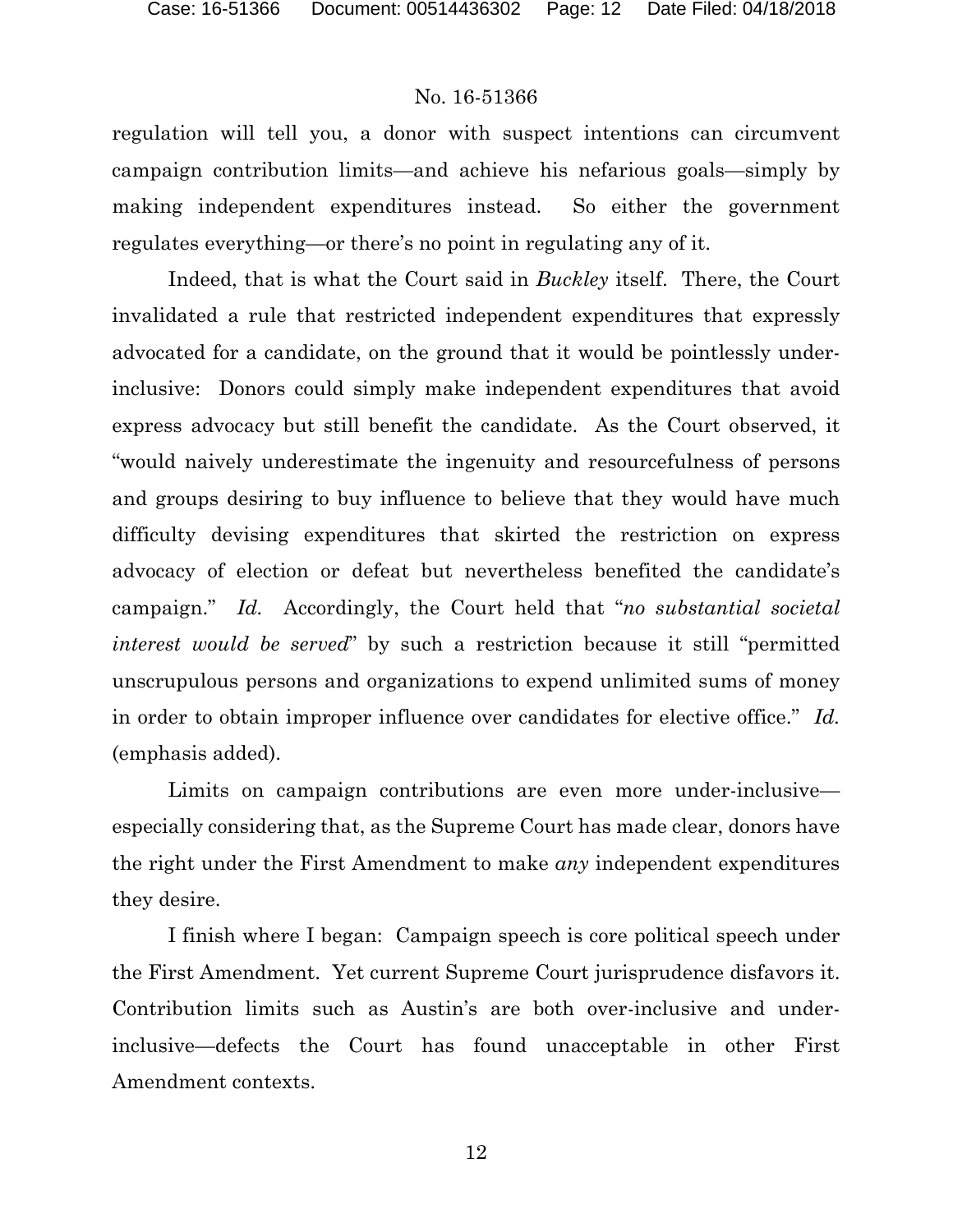regulation will tell you, a donor with suspect intentions can circumvent campaign contribution limits—and achieve his nefarious goals—simply by making independent expenditures instead. So either the government regulates everything—or there's no point in regulating any of it.

Indeed, that is what the Court said in *Buckley* itself. There, the Court invalidated a rule that restricted independent expenditures that expressly advocated for a candidate, on the ground that it would be pointlessly under-inclusive: Donors could simply make independent expenditures that avoid express advocacy but still benefit the candidate. As the Court observed, it "would naively underestimate the ingenuity and resourcefulness of persons and groups desiring to buy influence to believe that they would have much difficulty devising expenditures that skirted the restriction on express advocacy of election or defeat but nevertheless benefited the candidate's campaign." *Id.* Accordingly, the Court held that "*no substantial societal interest would be served*" by such a restriction because it still "permitted unscrupulous persons and organizations to expend unlimited sums of money in order to obtain improper influence over candidates for elective office." *Id.* (emphasis added).

Limits on campaign contributions are even more under-inclusive—especially considering that, as the Supreme Court has made clear, donors have the right under the First Amendment to make *any* independent expenditures they desire.

I finish where I began: Campaign speech is core political speech under the First Amendment. Yet current Supreme Court jurisprudence disfavors it. Contribution limits such as Austin's are both over-inclusive and under-inclusive—defects the Court has found unacceptable in other First Amendment contexts.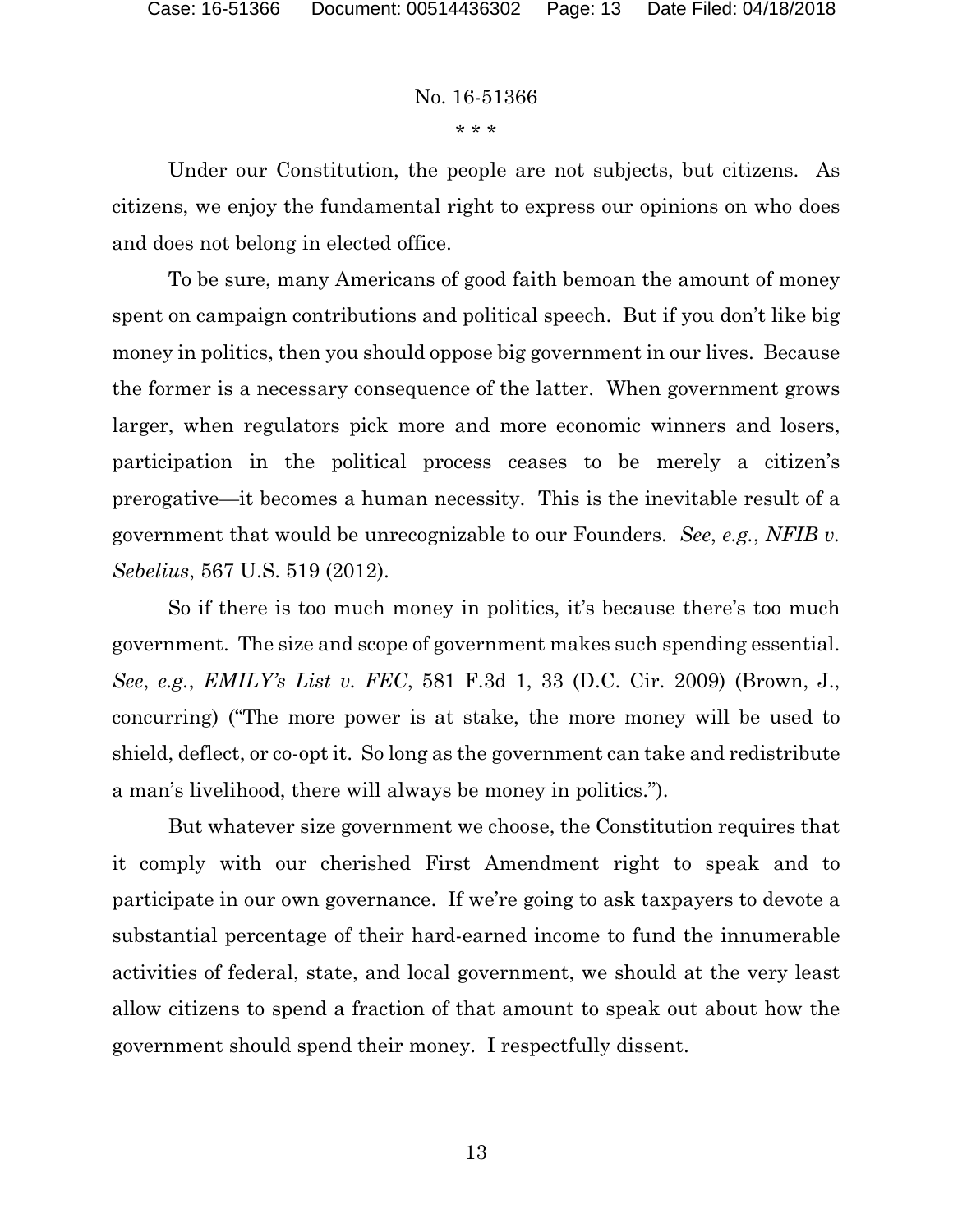\* \* \*

Under our Constitution, the people are not subjects, but citizens. As citizens, we enjoy the fundamental right to express our opinions on who does and does not belong in elected office.

To be sure, many Americans of good faith bemoan the amount of money spent on campaign contributions and political speech. But if you don't like big money in politics, then you should oppose big government in our lives. Because the former is a necessary consequence of the latter. When government grows larger, when regulators pick more and more economic winners and losers, participation in the political process ceases to be merely a citizen's prerogative—it becomes a human necessity. This is the inevitable result of a government that would be unrecognizable to our Founders. *See*, *e.g.*, *NFIB v. Sebelius*, 567 U.S. 519 (2012).

So if there is too much money in politics, it's because there's too much government. The size and scope of government makes such spending essential. *See*, *e.g.*, *EMILY's List v. FEC*, 581 F.3d 1, 33 (D.C. Cir. 2009) (Brown, J., concurring) ("The more power is at stake, the more money will be used to shield, deflect, or co-opt it. So long as the government can take and redistribute a man's livelihood, there will always be money in politics.").

But whatever size government we choose, the Constitution requires that it comply with our cherished First Amendment right to speak and to participate in our own governance. If we're going to ask taxpayers to devote a substantial percentage of their hard-earned income to fund the innumerable activities of federal, state, and local government, we should at the very least allow citizens to spend a fraction of that amount to speak out about how the government should spend their money. I respectfully dissent.